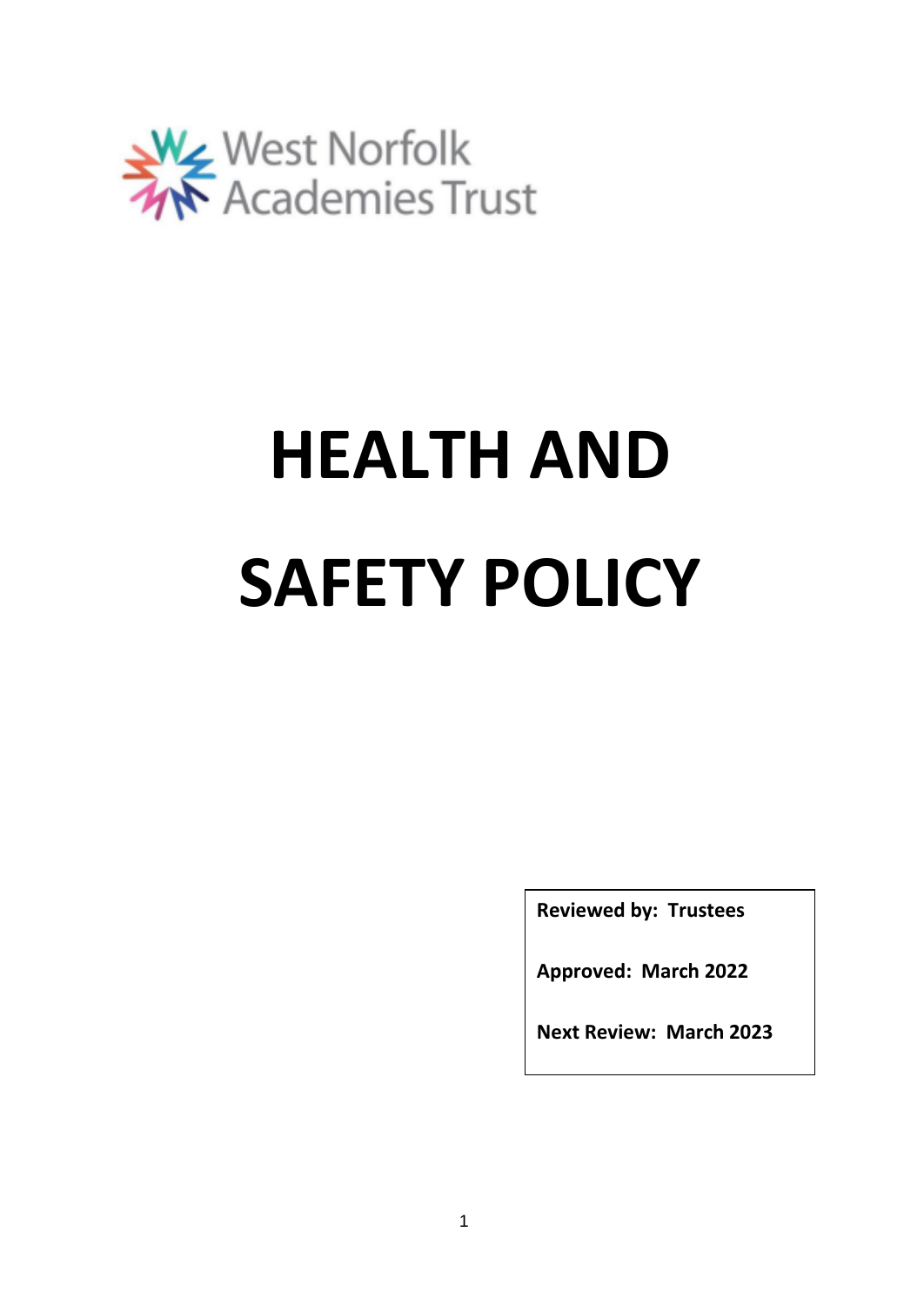West Norfolk Academies Trust

# HEALTH AND SAFETY POLICY

**Reviewed by: Trustees**

**Approved: March 2022**

**Next Review: March 2023**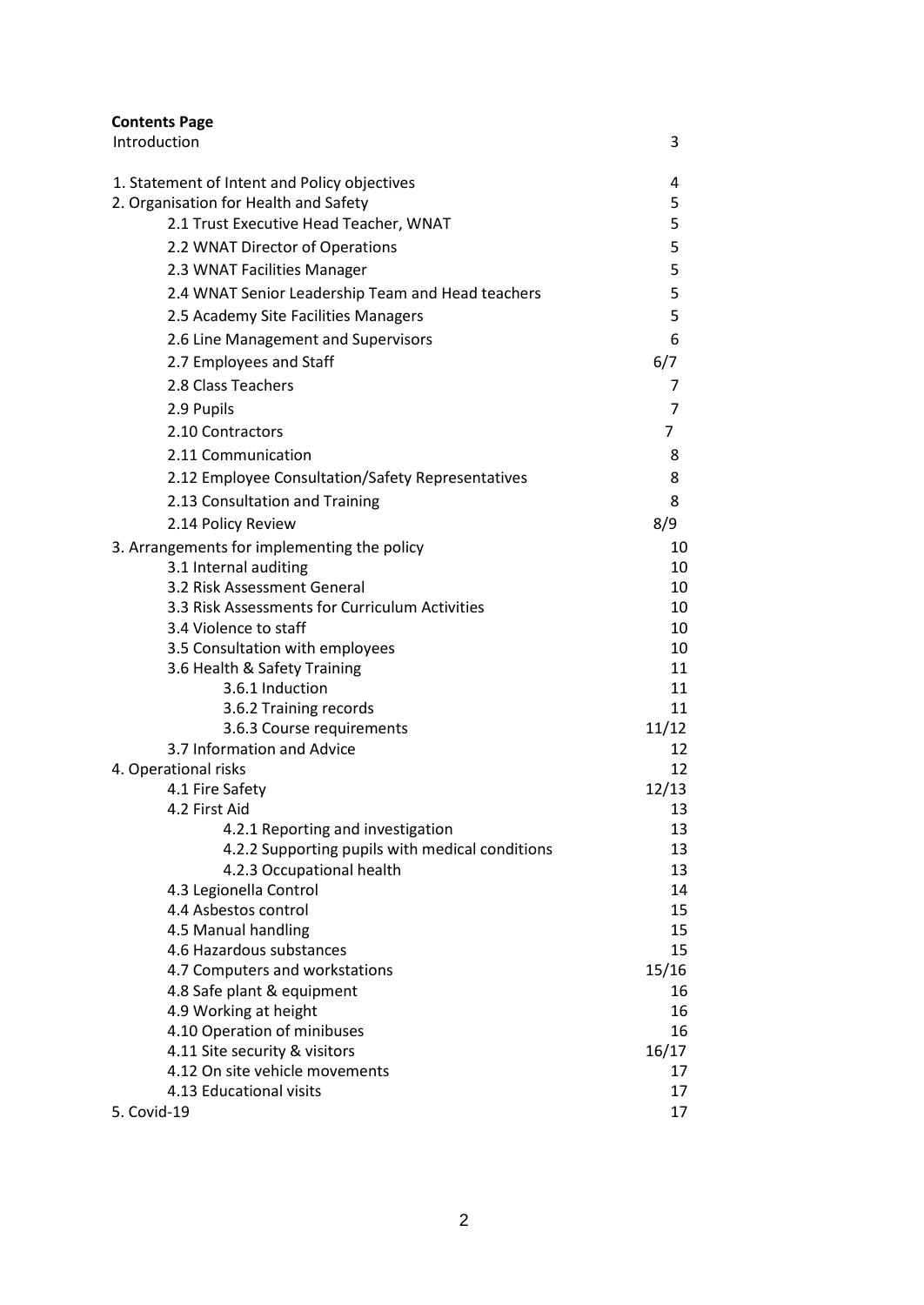**Contents Page**

| | |
|---|---|
| Introduction | 3 |
| 1. Statement of Intent and Policy objectives | 4 |
| 2. Organisation for Health and Safety | 5 |
| 2.1 Trust Executive Head Teacher, WNAT | 5 |
| 2.2 WNAT Director of Operations | 5 |
| 2.3 WNAT Facilities Manager | 5 |
| 2.4 WNAT Senior Leadership Team and Head teachers | 5 |
| 2.5 Academy Site Facilities Managers | 5 |
| 2.6 Line Management and Supervisors | 6 |
| 2.7 Employees and Staff | 6/7 |
| 2.8 Class Teachers | 7 |
| 2.9 Pupils | 7 |
| 2.10 Contractors | 7 |
| 2.11 Communication | 8 |
| 2.12 Employee Consultation/Safety Representatives | 8 |
| 2.13 Consultation and Training | 8 |
| 2.14 Policy Review | 8/9 |
| 3. Arrangements for implementing the policy | 10 |
| 3.1 Internal auditing | 10 |
| 3.2 Risk Assessment General | 10 |
| 3.3 Risk Assessments for Curriculum Activities | 10 |
| 3.4 Violence to staff | 10 |
| 3.5 Consultation with employees | 10 |
| 3.6 Health & Safety Training | 11 |
| 3.6.1 Induction | 11 |
| 3.6.2 Training records | 11 |
| 3.6.3 Course requirements | 11/12 |
| 3.7 Information and Advice | 12 |
| 4. Operational risks | 12 |
| 4.1 Fire Safety | 12/13 |
| 4.2 First Aid | 13 |
| 4.2.1 Reporting and investigation | 13 |
| 4.2.2 Supporting pupils with medical conditions | 13 |
| 4.2.3 Occupational health | 13 |
| 4.3 Legionella Control | 14 |
| 4.4 Asbestos control | 15 |
| 4.5 Manual handling | 15 |
| 4.6 Hazardous substances | 15 |
| 4.7 Computers and workstations | 15/16 |
| 4.8 Safe plant & equipment | 16 |
| 4.9 Working at height | 16 |
| 4.10 Operation of minibuses | 16 |
| 4.11 Site security & visitors | 16/17 |
| 4.12 On site vehicle movements | 17 |
| 4.13 Educational visits | 17 |
| 5. Covid-19 | 17 |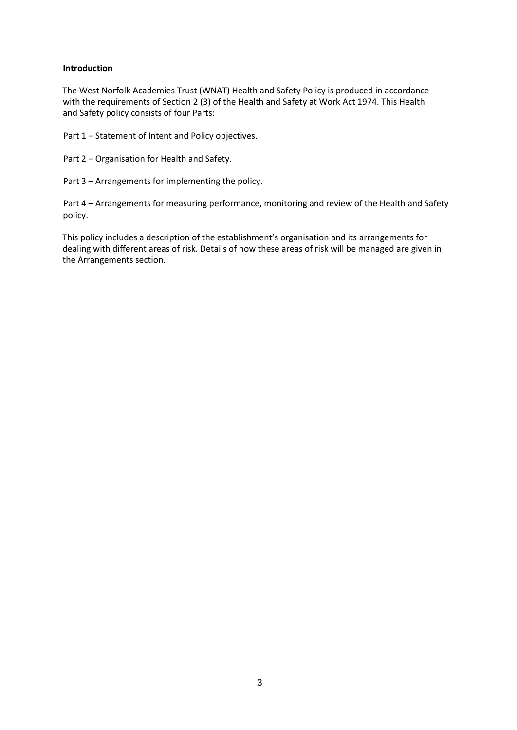**Introduction**

The West Norfolk Academies Trust (WNAT) Health and Safety Policy is produced in accordance with the requirements of Section 2 (3) of the Health and Safety at Work Act 1974. This Health and Safety policy consists of four Parts:

Part 1 – Statement of Intent and Policy objectives.

Part 2 – Organisation for Health and Safety.

Part 3 – Arrangements for implementing the policy.

Part 4 – Arrangements for measuring performance, monitoring and review of the Health and Safety policy.

This policy includes a description of the establishment's organisation and its arrangements for dealing with different areas of risk. Details of how these areas of risk will be managed are given in the Arrangements section.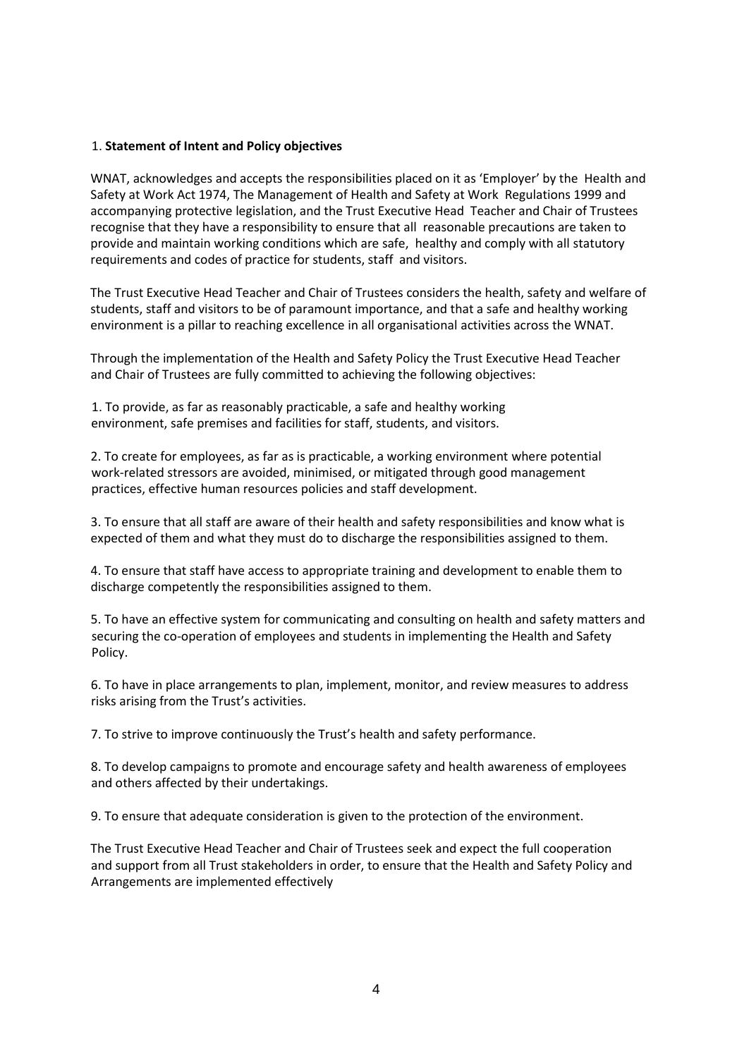## 1. **Statement of Intent and Policy objectives**

WNAT, acknowledges and accepts the responsibilities placed on it as 'Employer' by the Health and Safety at Work Act 1974, The Management of Health and Safety at Work Regulations 1999 and accompanying protective legislation, and the Trust Executive Head Teacher and Chair of Trustees recognise that they have a responsibility to ensure that all reasonable precautions are taken to provide and maintain working conditions which are safe, healthy and comply with all statutory requirements and codes of practice for students, staff and visitors.

The Trust Executive Head Teacher and Chair of Trustees considers the health, safety and welfare of students, staff and visitors to be of paramount importance, and that a safe and healthy working environment is a pillar to reaching excellence in all organisational activities across the WNAT.

Through the implementation of the Health and Safety Policy the Trust Executive Head Teacher and Chair of Trustees are fully committed to achieving the following objectives:

1. To provide, as far as reasonably practicable, a safe and healthy working environment, safe premises and facilities for staff, students, and visitors.

2. To create for employees, as far as is practicable, a working environment where potential work-related stressors are avoided, minimised, or mitigated through good management practices, effective human resources policies and staff development.

3. To ensure that all staff are aware of their health and safety responsibilities and know what is expected of them and what they must do to discharge the responsibilities assigned to them.

4. To ensure that staff have access to appropriate training and development to enable them to discharge competently the responsibilities assigned to them.

5. To have an effective system for communicating and consulting on health and safety matters and securing the co-operation of employees and students in implementing the Health and Safety Policy.

6. To have in place arrangements to plan, implement, monitor, and review measures to address risks arising from the Trust's activities.

7. To strive to improve continuously the Trust's health and safety performance.

8. To develop campaigns to promote and encourage safety and health awareness of employees and others affected by their undertakings.

9. To ensure that adequate consideration is given to the protection of the environment.

The Trust Executive Head Teacher and Chair of Trustees seek and expect the full cooperation and support from all Trust stakeholders in order, to ensure that the Health and Safety Policy and Arrangements are implemented effectively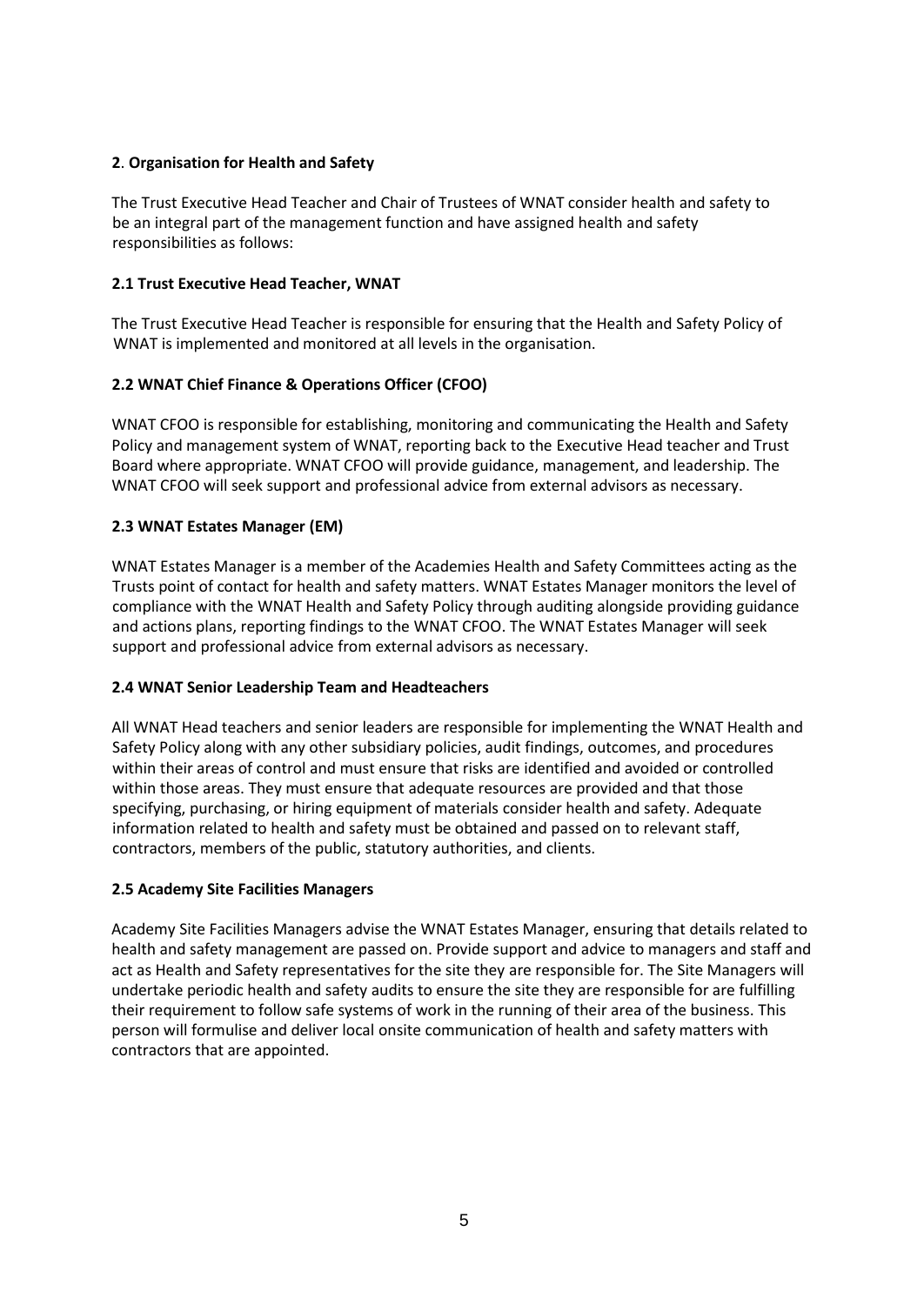## 2. Organisation for Health and Safety

The Trust Executive Head Teacher and Chair of Trustees of WNAT consider health and safety to be an integral part of the management function and have assigned health and safety responsibilities as follows:

### 2.1 Trust Executive Head Teacher, WNAT

The Trust Executive Head Teacher is responsible for ensuring that the Health and Safety Policy of WNAT is implemented and monitored at all levels in the organisation.

### 2.2 WNAT Chief Finance & Operations Officer (CFOO)

WNAT CFOO is responsible for establishing, monitoring and communicating the Health and Safety Policy and management system of WNAT, reporting back to the Executive Head teacher and Trust Board where appropriate. WNAT CFOO will provide guidance, management, and leadership. The WNAT CFOO will seek support and professional advice from external advisors as necessary.

### 2.3 WNAT Estates Manager (EM)

WNAT Estates Manager is a member of the Academies Health and Safety Committees acting as the Trusts point of contact for health and safety matters. WNAT Estates Manager monitors the level of compliance with the WNAT Health and Safety Policy through auditing alongside providing guidance and actions plans, reporting findings to the WNAT CFOO. The WNAT Estates Manager will seek support and professional advice from external advisors as necessary.

### 2.4 WNAT Senior Leadership Team and Headteachers

All WNAT Head teachers and senior leaders are responsible for implementing the WNAT Health and Safety Policy along with any other subsidiary policies, audit findings, outcomes, and procedures within their areas of control and must ensure that risks are identified and avoided or controlled within those areas. They must ensure that adequate resources are provided and that those specifying, purchasing, or hiring equipment of materials consider health and safety. Adequate information related to health and safety must be obtained and passed on to relevant staff, contractors, members of the public, statutory authorities, and clients.

### 2.5 Academy Site Facilities Managers

Academy Site Facilities Managers advise the WNAT Estates Manager, ensuring that details related to health and safety management are passed on. Provide support and advice to managers and staff and act as Health and Safety representatives for the site they are responsible for. The Site Managers will undertake periodic health and safety audits to ensure the site they are responsible for are fulfilling their requirement to follow safe systems of work in the running of their area of the business. This person will formulise and deliver local onsite communication of health and safety matters with contractors that are appointed.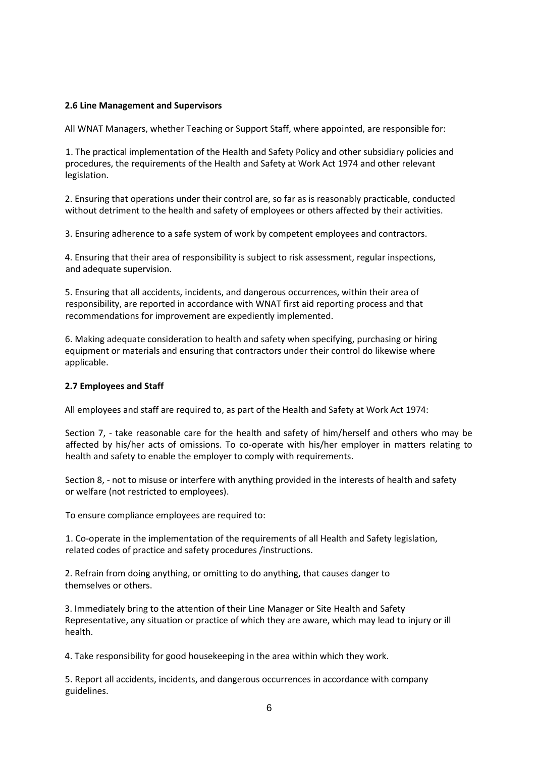**2.6 Line Management and Supervisors**

All WNAT Managers, whether Teaching or Support Staff, where appointed, are responsible for:

1. The practical implementation of the Health and Safety Policy and other subsidiary policies and procedures, the requirements of the Health and Safety at Work Act 1974 and other relevant legislation.

2. Ensuring that operations under their control are, so far as is reasonably practicable, conducted without detriment to the health and safety of employees or others affected by their activities.

3. Ensuring adherence to a safe system of work by competent employees and contractors.

4. Ensuring that their area of responsibility is subject to risk assessment, regular inspections, and adequate supervision.

5. Ensuring that all accidents, incidents, and dangerous occurrences, within their area of responsibility, are reported in accordance with WNAT first aid reporting process and that recommendations for improvement are expediently implemented.

6. Making adequate consideration to health and safety when specifying, purchasing or hiring equipment or materials and ensuring that contractors under their control do likewise where applicable.

**2.7 Employees and Staff**

All employees and staff are required to, as part of the Health and Safety at Work Act 1974:

Section 7, - take reasonable care for the health and safety of him/herself and others who may be affected by his/her acts of omissions. To co-operate with his/her employer in matters relating to health and safety to enable the employer to comply with requirements.

Section 8, - not to misuse or interfere with anything provided in the interests of health and safety or welfare (not restricted to employees).

To ensure compliance employees are required to:

1. Co-operate in the implementation of the requirements of all Health and Safety legislation, related codes of practice and safety procedures /instructions.

2. Refrain from doing anything, or omitting to do anything, that causes danger to themselves or others.

3. Immediately bring to the attention of their Line Manager or Site Health and Safety Representative, any situation or practice of which they are aware, which may lead to injury or ill health.

4. Take responsibility for good housekeeping in the area within which they work.

5. Report all accidents, incidents, and dangerous occurrences in accordance with company guidelines.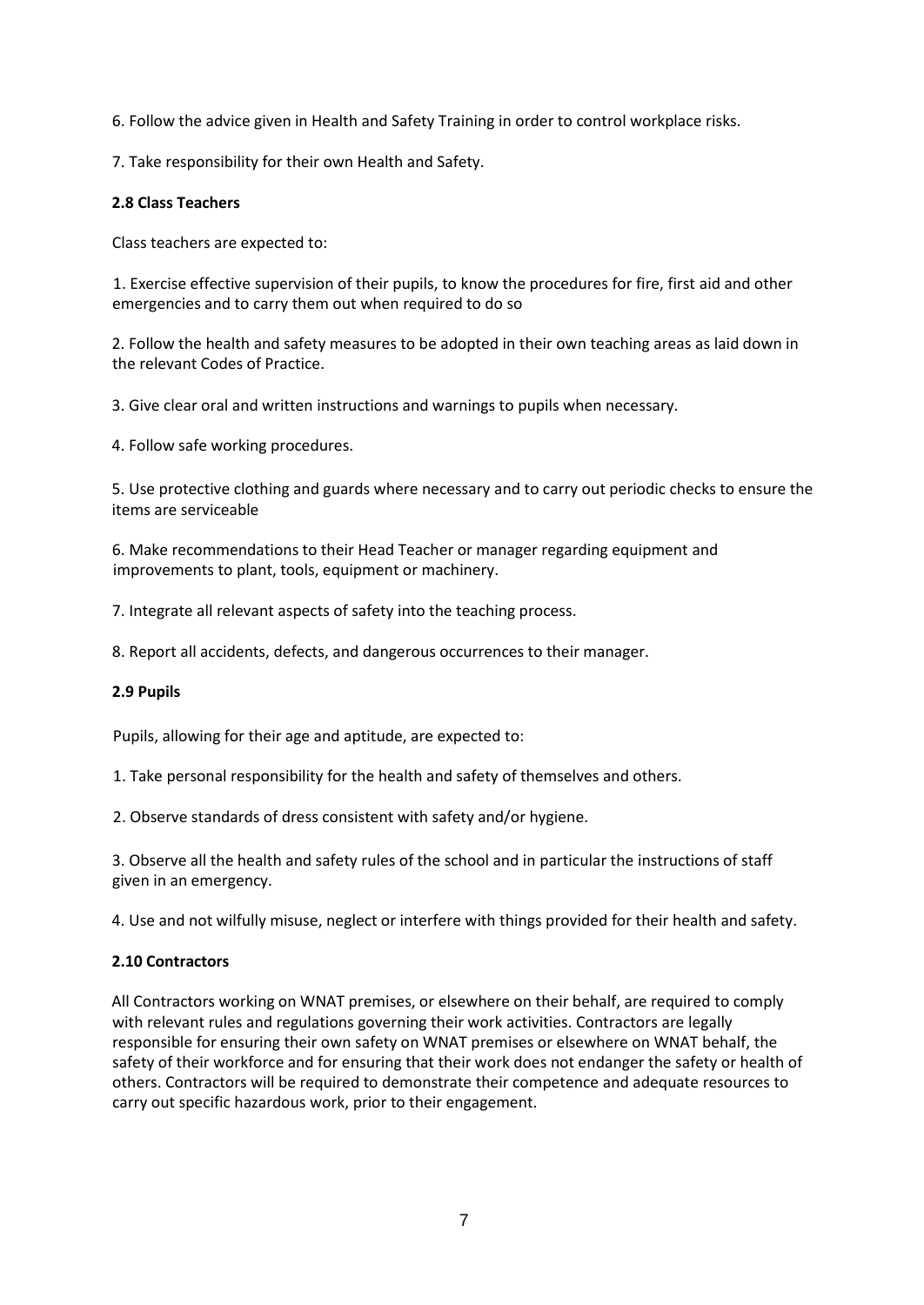6. Follow the advice given in Health and Safety Training in order to control workplace risks.

7. Take responsibility for their own Health and Safety.

### 2.8 Class Teachers

Class teachers are expected to:

1. Exercise effective supervision of their pupils, to know the procedures for fire, first aid and other emergencies and to carry them out when required to do so

2. Follow the health and safety measures to be adopted in their own teaching areas as laid down in the relevant Codes of Practice.

3. Give clear oral and written instructions and warnings to pupils when necessary.

4. Follow safe working procedures.

5. Use protective clothing and guards where necessary and to carry out periodic checks to ensure the items are serviceable

6. Make recommendations to their Head Teacher or manager regarding equipment and improvements to plant, tools, equipment or machinery.

7. Integrate all relevant aspects of safety into the teaching process.

8. Report all accidents, defects, and dangerous occurrences to their manager.

### 2.9 Pupils

Pupils, allowing for their age and aptitude, are expected to:

1. Take personal responsibility for the health and safety of themselves and others.

2. Observe standards of dress consistent with safety and/or hygiene.

3. Observe all the health and safety rules of the school and in particular the instructions of staff given in an emergency.

4. Use and not wilfully misuse, neglect or interfere with things provided for their health and safety.

### 2.10 Contractors

All Contractors working on WNAT premises, or elsewhere on their behalf, are required to comply with relevant rules and regulations governing their work activities. Contractors are legally responsible for ensuring their own safety on WNAT premises or elsewhere on WNAT behalf, the safety of their workforce and for ensuring that their work does not endanger the safety or health of others. Contractors will be required to demonstrate their competence and adequate resources to carry out specific hazardous work, prior to their engagement.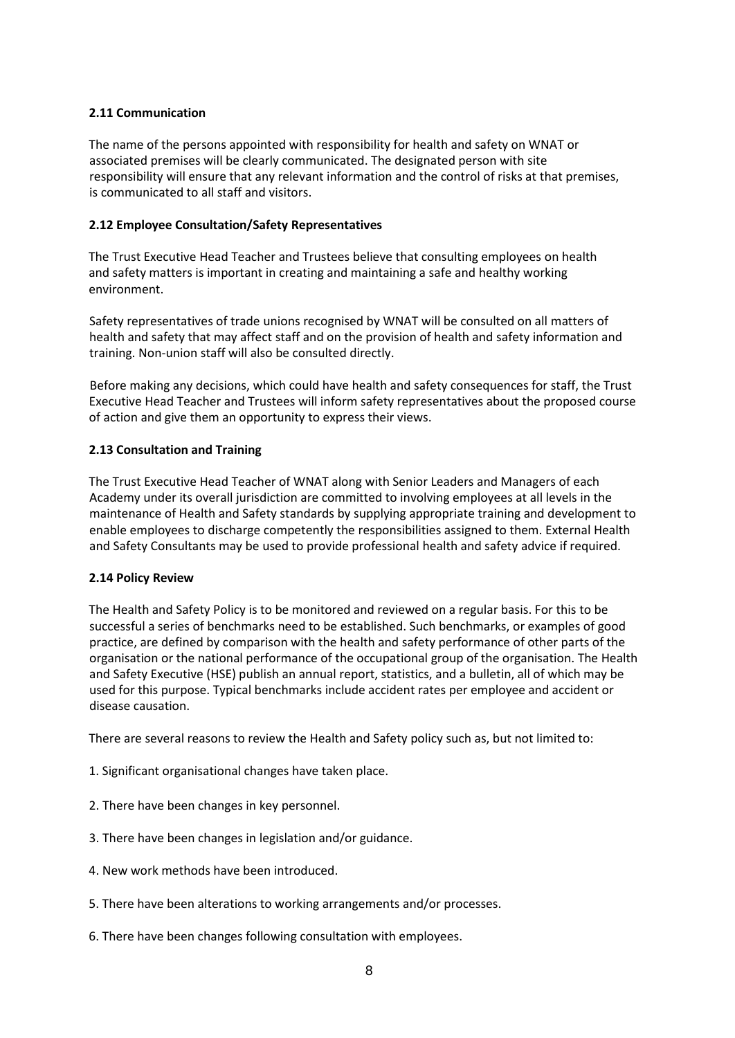**2.11 Communication**

The name of the persons appointed with responsibility for health and safety on WNAT or associated premises will be clearly communicated. The designated person with site responsibility will ensure that any relevant information and the control of risks at that premises, is communicated to all staff and visitors.

**2.12 Employee Consultation/Safety Representatives**

The Trust Executive Head Teacher and Trustees believe that consulting employees on health and safety matters is important in creating and maintaining a safe and healthy working environment.

Safety representatives of trade unions recognised by WNAT will be consulted on all matters of health and safety that may affect staff and on the provision of health and safety information and training. Non-union staff will also be consulted directly.

Before making any decisions, which could have health and safety consequences for staff, the Trust Executive Head Teacher and Trustees will inform safety representatives about the proposed course of action and give them an opportunity to express their views.

**2.13 Consultation and Training**

The Trust Executive Head Teacher of WNAT along with Senior Leaders and Managers of each Academy under its overall jurisdiction are committed to involving employees at all levels in the maintenance of Health and Safety standards by supplying appropriate training and development to enable employees to discharge competently the responsibilities assigned to them. External Health and Safety Consultants may be used to provide professional health and safety advice if required.

**2.14 Policy Review**

The Health and Safety Policy is to be monitored and reviewed on a regular basis. For this to be successful a series of benchmarks need to be established. Such benchmarks, or examples of good practice, are defined by comparison with the health and safety performance of other parts of the organisation or the national performance of the occupational group of the organisation. The Health and Safety Executive (HSE) publish an annual report, statistics, and a bulletin, all of which may be used for this purpose. Typical benchmarks include accident rates per employee and accident or disease causation.

There are several reasons to review the Health and Safety policy such as, but not limited to:

1. Significant organisational changes have taken place.

2. There have been changes in key personnel.

3. There have been changes in legislation and/or guidance.

4. New work methods have been introduced.

5. There have been alterations to working arrangements and/or processes.

6. There have been changes following consultation with employees.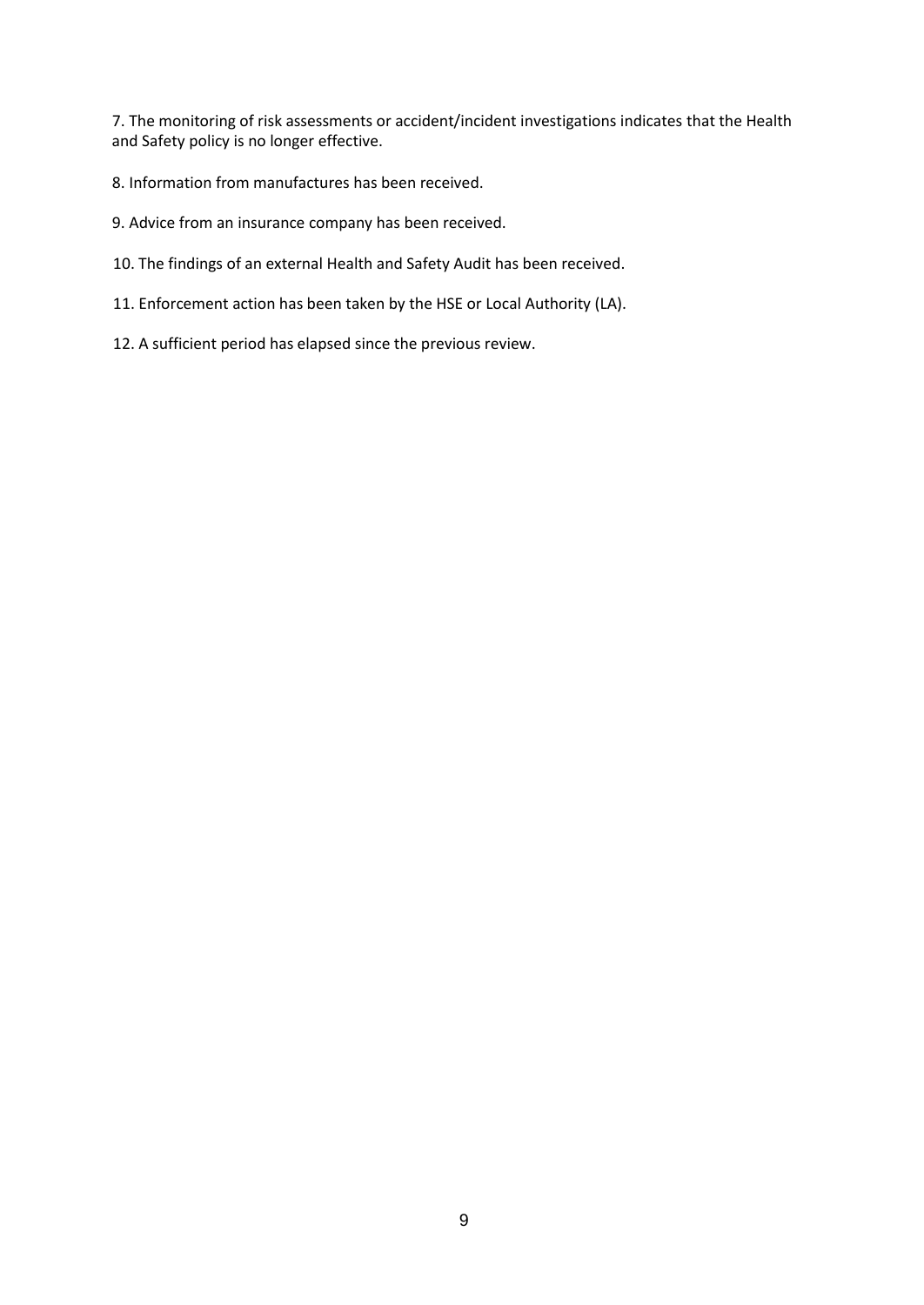7. The monitoring of risk assessments or accident/incident investigations indicates that the Health and Safety policy is no longer effective.

8. Information from manufactures has been received.

9. Advice from an insurance company has been received.

10. The findings of an external Health and Safety Audit has been received.

11. Enforcement action has been taken by the HSE or Local Authority (LA).

12. A sufficient period has elapsed since the previous review.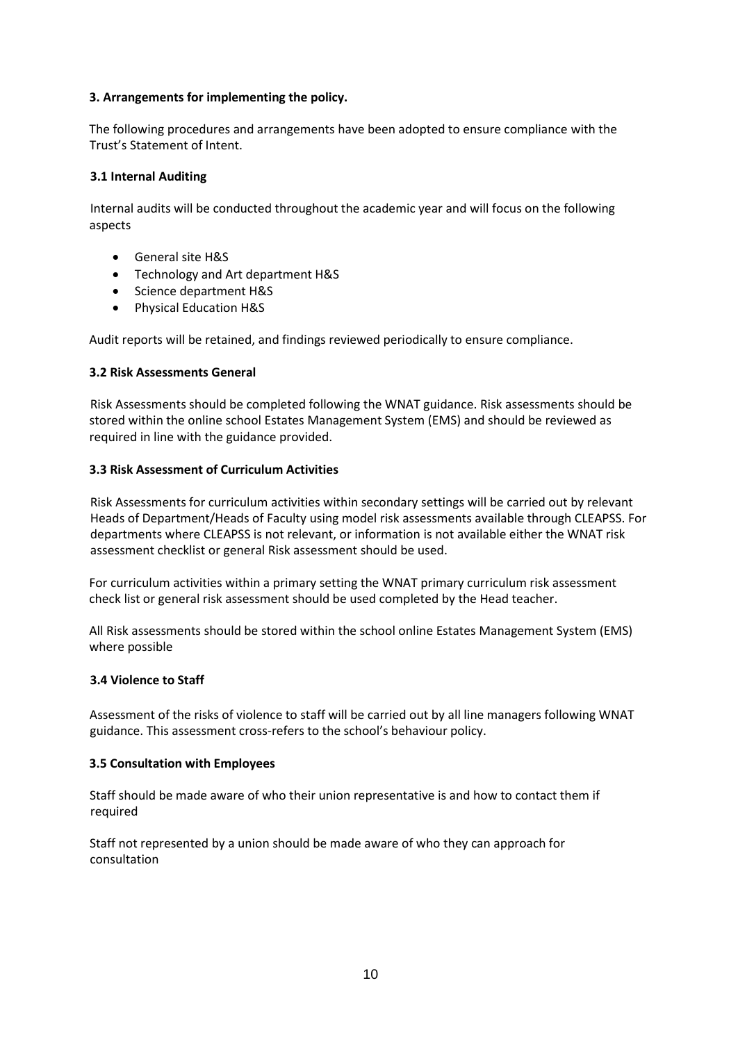### 3. Arrangements for implementing the policy.

The following procedures and arrangements have been adopted to ensure compliance with the Trust's Statement of Intent.

#### 3.1 Internal Auditing

Internal audits will be conducted throughout the academic year and will focus on the following aspects

- General site H&S
- Technology and Art department H&S
- Science department H&S
- Physical Education H&S

Audit reports will be retained, and findings reviewed periodically to ensure compliance.

#### 3.2 Risk Assessments General

Risk Assessments should be completed following the WNAT guidance. Risk assessments should be stored within the online school Estates Management System (EMS) and should be reviewed as required in line with the guidance provided.

#### 3.3 Risk Assessment of Curriculum Activities

Risk Assessments for curriculum activities within secondary settings will be carried out by relevant Heads of Department/Heads of Faculty using model risk assessments available through CLEAPSS. For departments where CLEAPSS is not relevant, or information is not available either the WNAT risk assessment checklist or general Risk assessment should be used.

For curriculum activities within a primary setting the WNAT primary curriculum risk assessment check list or general risk assessment should be used completed by the Head teacher.

All Risk assessments should be stored within the school online Estates Management System (EMS) where possible

#### 3.4 Violence to Staff

Assessment of the risks of violence to staff will be carried out by all line managers following WNAT guidance. This assessment cross-refers to the school's behaviour policy.

#### 3.5 Consultation with Employees

Staff should be made aware of who their union representative is and how to contact them if required

Staff not represented by a union should be made aware of who they can approach for consultation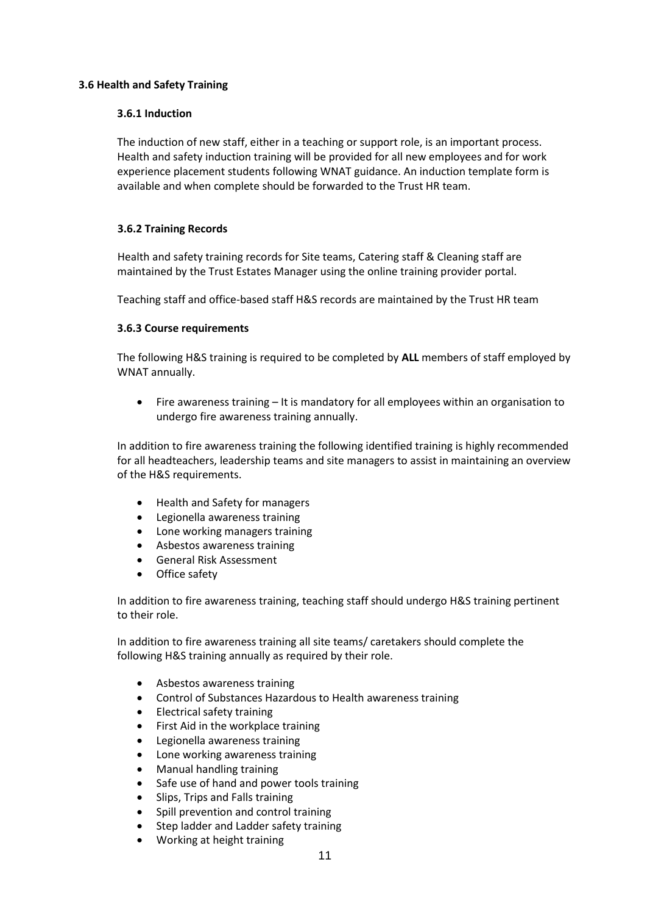### 3.6 Health and Safety Training

#### 3.6.1 Induction

The induction of new staff, either in a teaching or support role, is an important process. Health and safety induction training will be provided for all new employees and for work experience placement students following WNAT guidance. An induction template form is available and when complete should be forwarded to the Trust HR team.

#### 3.6.2 Training Records

Health and safety training records for Site teams, Catering staff & Cleaning staff are maintained by the Trust Estates Manager using the online training provider portal.

Teaching staff and office-based staff H&S records are maintained by the Trust HR team

#### 3.6.3 Course requirements

The following H&S training is required to be completed by **ALL** members of staff employed by WNAT annually.

- Fire awareness training – It is mandatory for all employees within an organisation to undergo fire awareness training annually.

In addition to fire awareness training the following identified training is highly recommended for all headteachers, leadership teams and site managers to assist in maintaining an overview of the H&S requirements.

- Health and Safety for managers
- Legionella awareness training
- Lone working managers training
- Asbestos awareness training
- General Risk Assessment
- Office safety

In addition to fire awareness training, teaching staff should undergo H&S training pertinent to their role.

In addition to fire awareness training all site teams/ caretakers should complete the following H&S training annually as required by their role.

- Asbestos awareness training
- Control of Substances Hazardous to Health awareness training
- Electrical safety training
- First Aid in the workplace training
- Legionella awareness training
- Lone working awareness training
- Manual handling training
- Safe use of hand and power tools training
- Slips, Trips and Falls training
- Spill prevention and control training
- Step ladder and Ladder safety training
- Working at height training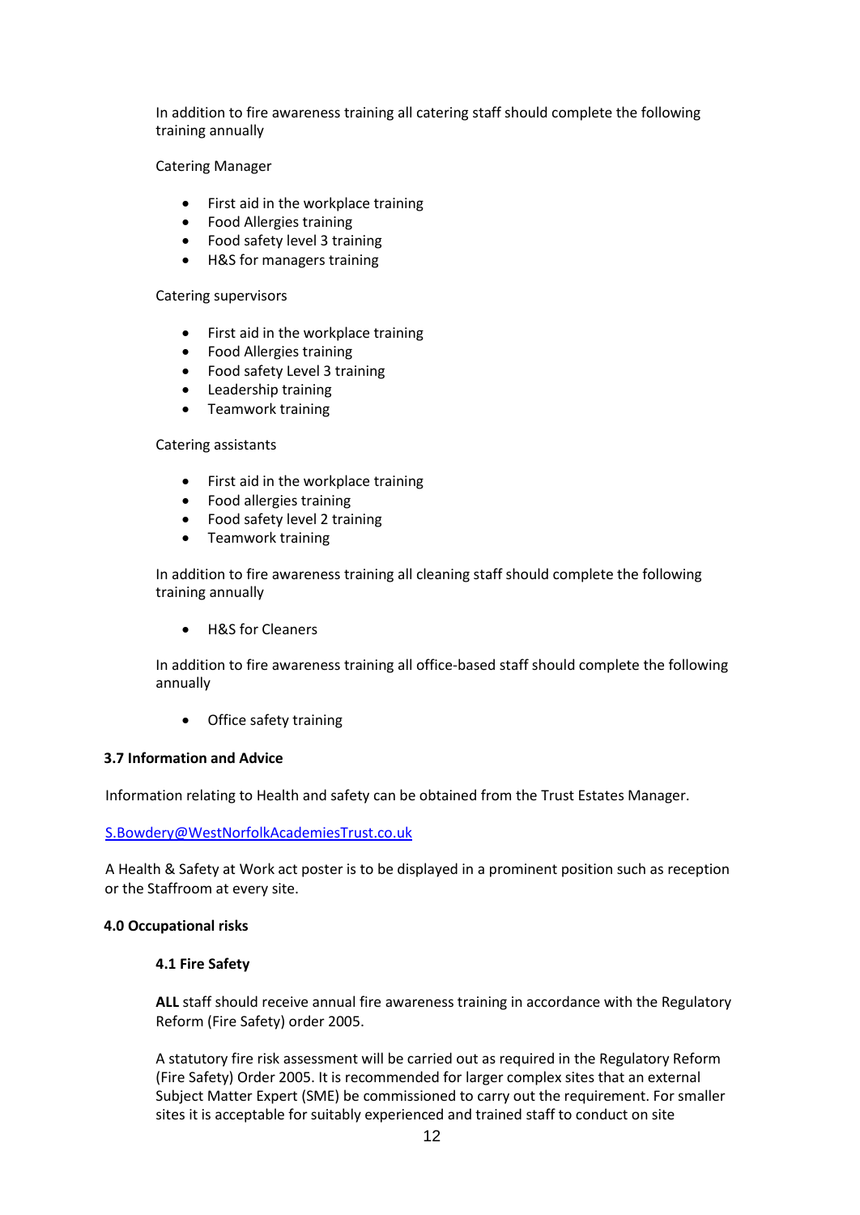In addition to fire awareness training all catering staff should complete the following training annually

Catering Manager

- First aid in the workplace training
- Food Allergies training
- Food safety level 3 training
- H&S for managers training

Catering supervisors

- First aid in the workplace training
- Food Allergies training
- Food safety Level 3 training
- Leadership training
- Teamwork training

Catering assistants

- First aid in the workplace training
- Food allergies training
- Food safety level 2 training
- Teamwork training

In addition to fire awareness training all cleaning staff should complete the following training annually

- H&S for Cleaners

In addition to fire awareness training all office-based staff should complete the following annually

- Office safety training

### 3.7 Information and Advice

Information relating to Health and safety can be obtained from the Trust Estates Manager.

S.Bowdery@WestNorfolkAcademiesTrust.co.uk

A Health & Safety at Work act poster is to be displayed in a prominent position such as reception or the Staffroom at every site.

## 4.0 Occupational risks

### 4.1 Fire Safety

**ALL** staff should receive annual fire awareness training in accordance with the Regulatory Reform (Fire Safety) order 2005.

A statutory fire risk assessment will be carried out as required in the Regulatory Reform (Fire Safety) Order 2005. It is recommended for larger complex sites that an external Subject Matter Expert (SME) be commissioned to carry out the requirement. For smaller sites it is acceptable for suitably experienced and trained staff to conduct on site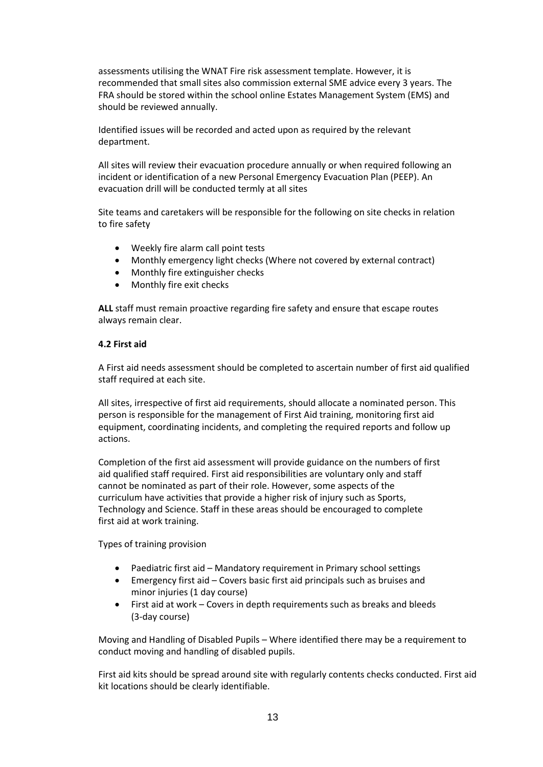assessments utilising the WNAT Fire risk assessment template. However, it is recommended that small sites also commission external SME advice every 3 years. The FRA should be stored within the school online Estates Management System (EMS) and should be reviewed annually.

Identified issues will be recorded and acted upon as required by the relevant department.

All sites will review their evacuation procedure annually or when required following an incident or identification of a new Personal Emergency Evacuation Plan (PEEP). An evacuation drill will be conducted termly at all sites

Site teams and caretakers will be responsible for the following on site checks in relation to fire safety

- Weekly fire alarm call point tests
- Monthly emergency light checks (Where not covered by external contract)
- Monthly fire extinguisher checks
- Monthly fire exit checks

**ALL** staff must remain proactive regarding fire safety and ensure that escape routes always remain clear.

**4.2 First aid**

A First aid needs assessment should be completed to ascertain number of first aid qualified staff required at each site.

All sites, irrespective of first aid requirements, should allocate a nominated person. This person is responsible for the management of First Aid training, monitoring first aid equipment, coordinating incidents, and completing the required reports and follow up actions.

Completion of the first aid assessment will provide guidance on the numbers of first aid qualified staff required. First aid responsibilities are voluntary only and staff cannot be nominated as part of their role. However, some aspects of the curriculum have activities that provide a higher risk of injury such as Sports, Technology and Science. Staff in these areas should be encouraged to complete first aid at work training.

Types of training provision

- Paediatric first aid – Mandatory requirement in Primary school settings
- Emergency first aid – Covers basic first aid principals such as bruises and minor injuries (1 day course)
- First aid at work – Covers in depth requirements such as breaks and bleeds (3-day course)

Moving and Handling of Disabled Pupils – Where identified there may be a requirement to conduct moving and handling of disabled pupils.

First aid kits should be spread around site with regularly contents checks conducted. First aid kit locations should be clearly identifiable.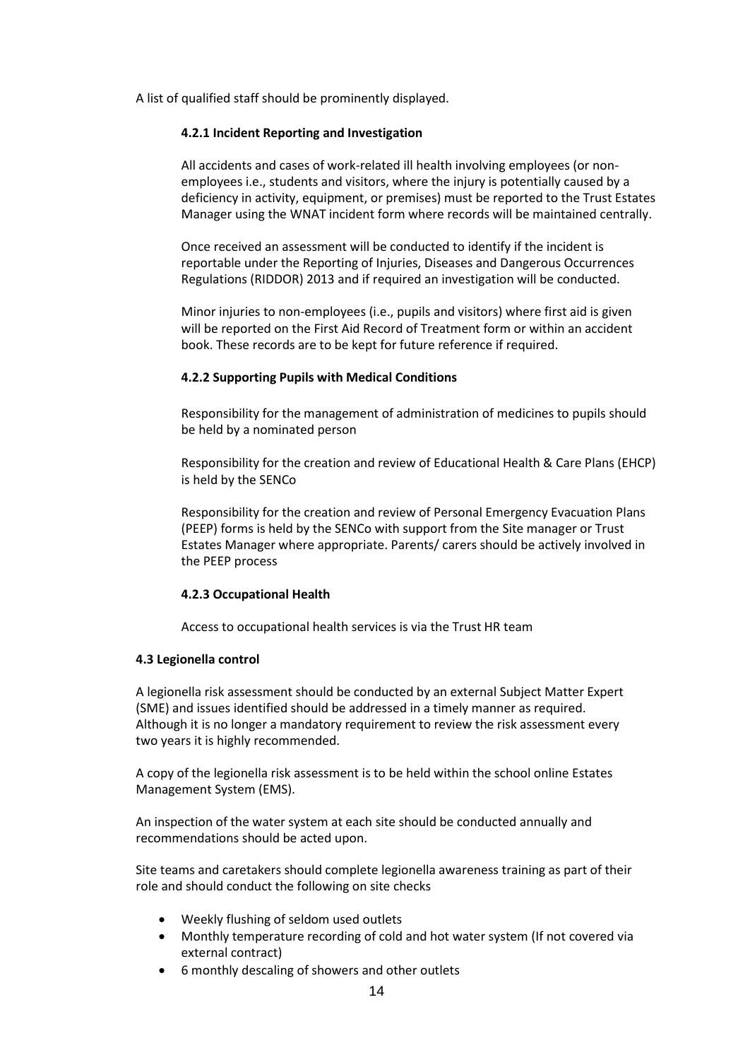A list of qualified staff should be prominently displayed.

#### 4.2.1 Incident Reporting and Investigation

All accidents and cases of work-related ill health involving employees (or non-employees i.e., students and visitors, where the injury is potentially caused by a deficiency in activity, equipment, or premises) must be reported to the Trust Estates Manager using the WNAT incident form where records will be maintained centrally.

Once received an assessment will be conducted to identify if the incident is reportable under the Reporting of Injuries, Diseases and Dangerous Occurrences Regulations (RIDDOR) 2013 and if required an investigation will be conducted.

Minor injuries to non-employees (i.e., pupils and visitors) where first aid is given will be reported on the First Aid Record of Treatment form or within an accident book. These records are to be kept for future reference if required.

#### 4.2.2 Supporting Pupils with Medical Conditions

Responsibility for the management of administration of medicines to pupils should be held by a nominated person

Responsibility for the creation and review of Educational Health & Care Plans (EHCP) is held by the SENCo

Responsibility for the creation and review of Personal Emergency Evacuation Plans (PEEP) forms is held by the SENCo with support from the Site manager or Trust Estates Manager where appropriate. Parents/ carers should be actively involved in the PEEP process

#### 4.2.3 Occupational Health

Access to occupational health services is via the Trust HR team

### 4.3 Legionella control

A legionella risk assessment should be conducted by an external Subject Matter Expert (SME) and issues identified should be addressed in a timely manner as required. Although it is no longer a mandatory requirement to review the risk assessment every two years it is highly recommended.

A copy of the legionella risk assessment is to be held within the school online Estates Management System (EMS).

An inspection of the water system at each site should be conducted annually and recommendations should be acted upon.

Site teams and caretakers should complete legionella awareness training as part of their role and should conduct the following on site checks

- Weekly flushing of seldom used outlets
- Monthly temperature recording of cold and hot water system (If not covered via external contract)
- 6 monthly descaling of showers and other outlets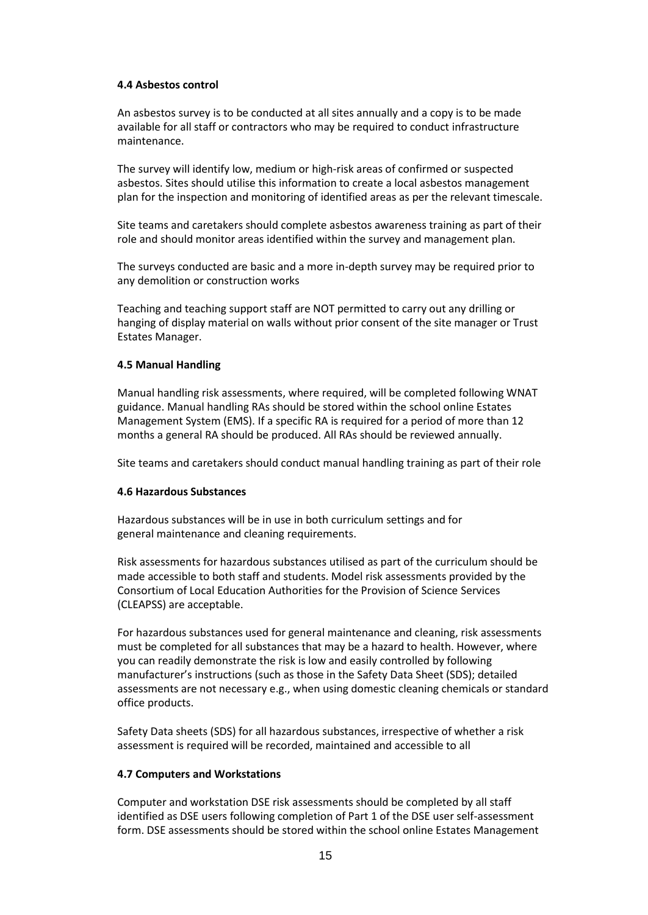#### 4.4 Asbestos control

An asbestos survey is to be conducted at all sites annually and a copy is to be made available for all staff or contractors who may be required to conduct infrastructure maintenance.

The survey will identify low, medium or high-risk areas of confirmed or suspected asbestos. Sites should utilise this information to create a local asbestos management plan for the inspection and monitoring of identified areas as per the relevant timescale.

Site teams and caretakers should complete asbestos awareness training as part of their role and should monitor areas identified within the survey and management plan.

The surveys conducted are basic and a more in-depth survey may be required prior to any demolition or construction works

Teaching and teaching support staff are NOT permitted to carry out any drilling or hanging of display material on walls without prior consent of the site manager or Trust Estates Manager.

#### 4.5 Manual Handling

Manual handling risk assessments, where required, will be completed following WNAT guidance. Manual handling RAs should be stored within the school online Estates Management System (EMS). If a specific RA is required for a period of more than 12 months a general RA should be produced. All RAs should be reviewed annually.

Site teams and caretakers should conduct manual handling training as part of their role

#### 4.6 Hazardous Substances

Hazardous substances will be in use in both curriculum settings and for general maintenance and cleaning requirements.

Risk assessments for hazardous substances utilised as part of the curriculum should be made accessible to both staff and students. Model risk assessments provided by the Consortium of Local Education Authorities for the Provision of Science Services (CLEAPSS) are acceptable.

For hazardous substances used for general maintenance and cleaning, risk assessments must be completed for all substances that may be a hazard to health. However, where you can readily demonstrate the risk is low and easily controlled by following manufacturer's instructions (such as those in the Safety Data Sheet (SDS); detailed assessments are not necessary e.g., when using domestic cleaning chemicals or standard office products.

Safety Data sheets (SDS) for all hazardous substances, irrespective of whether a risk assessment is required will be recorded, maintained and accessible to all

#### 4.7 Computers and Workstations

Computer and workstation DSE risk assessments should be completed by all staff identified as DSE users following completion of Part 1 of the DSE user self-assessment form. DSE assessments should be stored within the school online Estates Management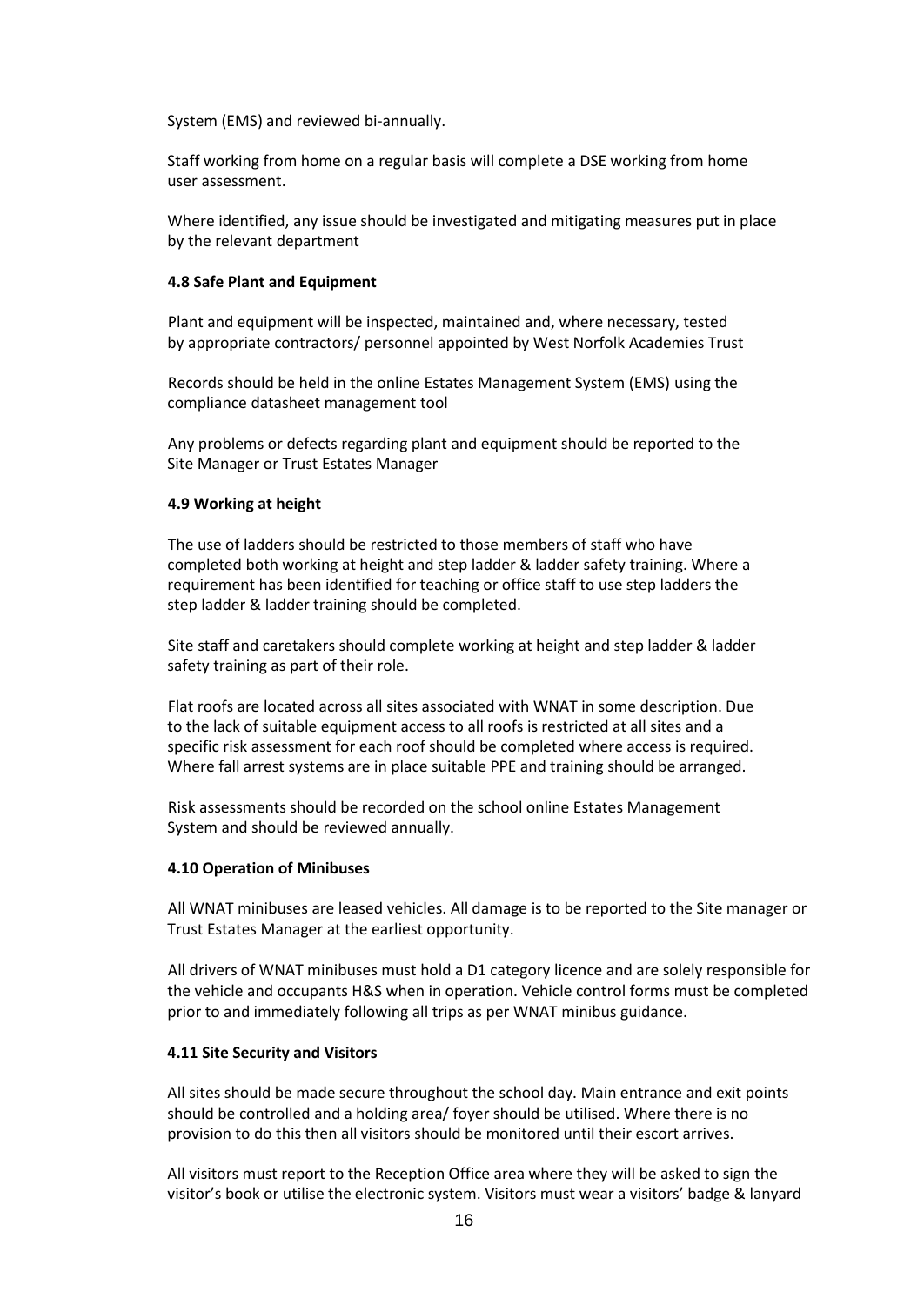System (EMS) and reviewed bi-annually.

Staff working from home on a regular basis will complete a DSE working from home user assessment.

Where identified, any issue should be investigated and mitigating measures put in place by the relevant department

**4.8 Safe Plant and Equipment**

Plant and equipment will be inspected, maintained and, where necessary, tested by appropriate contractors/ personnel appointed by West Norfolk Academies Trust

Records should be held in the online Estates Management System (EMS) using the compliance datasheet management tool

Any problems or defects regarding plant and equipment should be reported to the Site Manager or Trust Estates Manager

**4.9 Working at height**

The use of ladders should be restricted to those members of staff who have completed both working at height and step ladder & ladder safety training. Where a requirement has been identified for teaching or office staff to use step ladders the step ladder & ladder training should be completed.

Site staff and caretakers should complete working at height and step ladder & ladder safety training as part of their role.

Flat roofs are located across all sites associated with WNAT in some description. Due to the lack of suitable equipment access to all roofs is restricted at all sites and a specific risk assessment for each roof should be completed where access is required. Where fall arrest systems are in place suitable PPE and training should be arranged.

Risk assessments should be recorded on the school online Estates Management System and should be reviewed annually.

**4.10 Operation of Minibuses**

All WNAT minibuses are leased vehicles. All damage is to be reported to the Site manager or Trust Estates Manager at the earliest opportunity.

All drivers of WNAT minibuses must hold a D1 category licence and are solely responsible for the vehicle and occupants H&S when in operation. Vehicle control forms must be completed prior to and immediately following all trips as per WNAT minibus guidance.

**4.11 Site Security and Visitors**

All sites should be made secure throughout the school day. Main entrance and exit points should be controlled and a holding area/ foyer should be utilised. Where there is no provision to do this then all visitors should be monitored until their escort arrives.

All visitors must report to the Reception Office area where they will be asked to sign the visitor's book or utilise the electronic system. Visitors must wear a visitors' badge & lanyard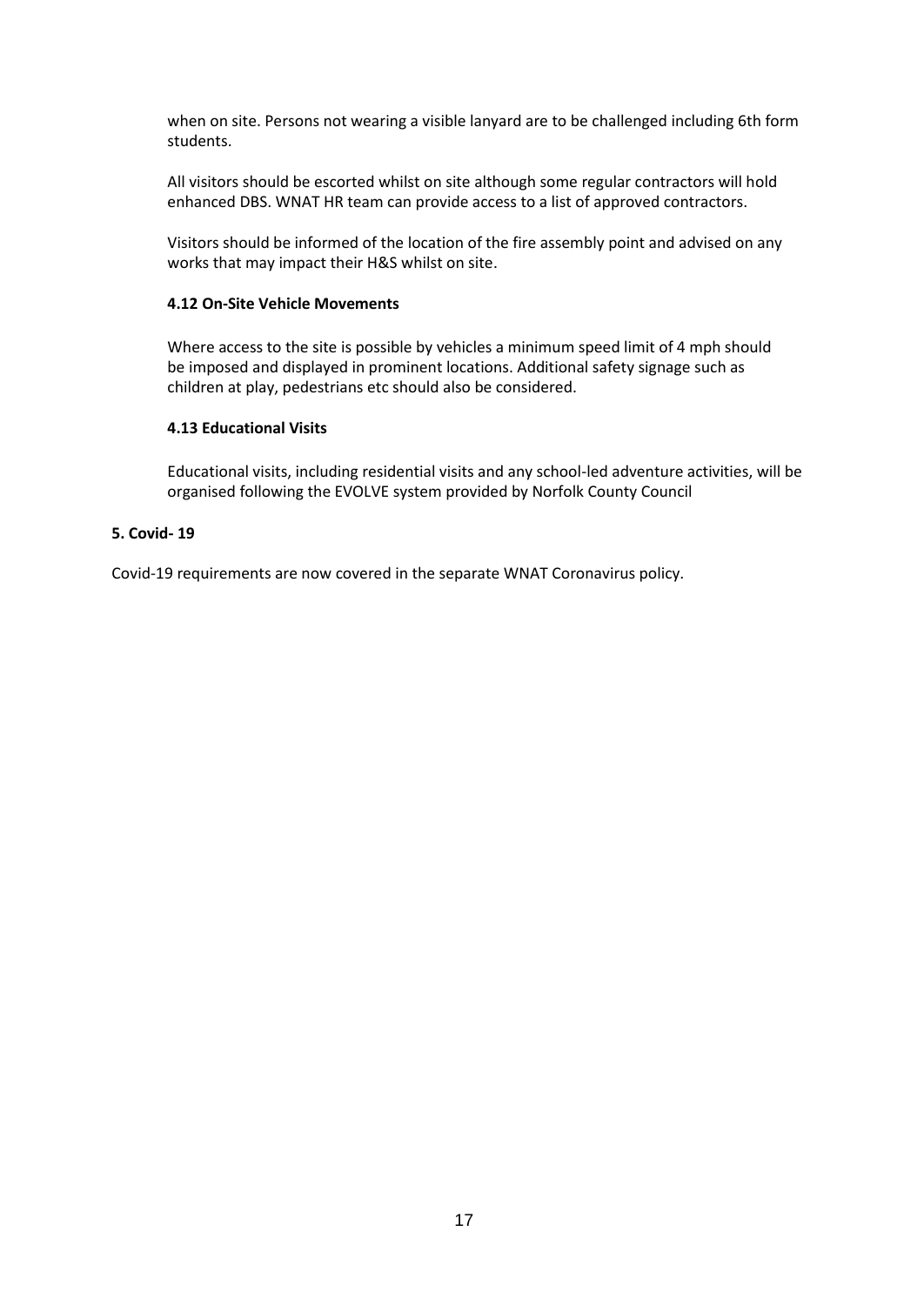when on site. Persons not wearing a visible lanyard are to be challenged including 6th form students.

All visitors should be escorted whilst on site although some regular contractors will hold enhanced DBS. WNAT HR team can provide access to a list of approved contractors.

Visitors should be informed of the location of the fire assembly point and advised on any works that may impact their H&S whilst on site.

### 4.12 On-Site Vehicle Movements

Where access to the site is possible by vehicles a minimum speed limit of 4 mph should be imposed and displayed in prominent locations. Additional safety signage such as children at play, pedestrians etc should also be considered.

### 4.13 Educational Visits

Educational visits, including residential visits and any school-led adventure activities, will be organised following the EVOLVE system provided by Norfolk County Council

## 5. Covid- 19

Covid-19 requirements are now covered in the separate WNAT Coronavirus policy.